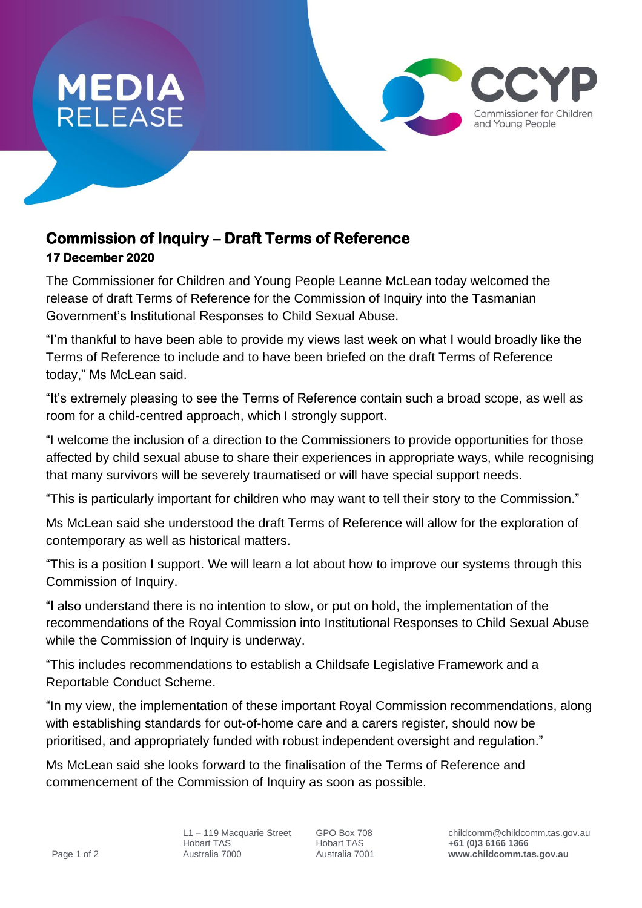MEDIA RELEASE

CCYP Commissioner for Children and Young People

## Commission of Inquiry – Draft Terms of Reference

**17 December 2020**

The Commissioner for Children and Young People Leanne McLean today welcomed the release of draft Terms of Reference for the Commission of Inquiry into the Tasmanian Government's Institutional Responses to Child Sexual Abuse.

"I'm thankful to have been able to provide my views last week on what I would broadly like the Terms of Reference to include and to have been briefed on the draft Terms of Reference today," Ms McLean said.

"It's extremely pleasing to see the Terms of Reference contain such a broad scope, as well as room for a child-centred approach, which I strongly support.

"I welcome the inclusion of a direction to the Commissioners to provide opportunities for those affected by child sexual abuse to share their experiences in appropriate ways, while recognising that many survivors will be severely traumatised or will have special support needs.

"This is particularly important for children who may want to tell their story to the Commission."

Ms McLean said she understood the draft Terms of Reference will allow for the exploration of contemporary as well as historical matters.

"This is a position I support. We will learn a lot about how to improve our systems through this Commission of Inquiry.

"I also understand there is no intention to slow, or put on hold, the implementation of the recommendations of the Royal Commission into Institutional Responses to Child Sexual Abuse while the Commission of Inquiry is underway.

"This includes recommendations to establish a Childsafe Legislative Framework and a Reportable Conduct Scheme.

"In my view, the implementation of these important Royal Commission recommendations, along with establishing standards for out-of-home care and a carers register, should now be prioritised, and appropriately funded with robust independent oversight and regulation."

Ms McLean said she looks forward to the finalisation of the Terms of Reference and commencement of the Commission of Inquiry as soon as possible.

L1 – 119 Macquarie Street
Hobart TAS
Australia 7000

GPO Box 708
Hobart TAS
Australia 7001

childcomm@childcomm.tas.gov.au
**+61 (0)3 6166 1366**
**www.childcomm.tas.gov.au**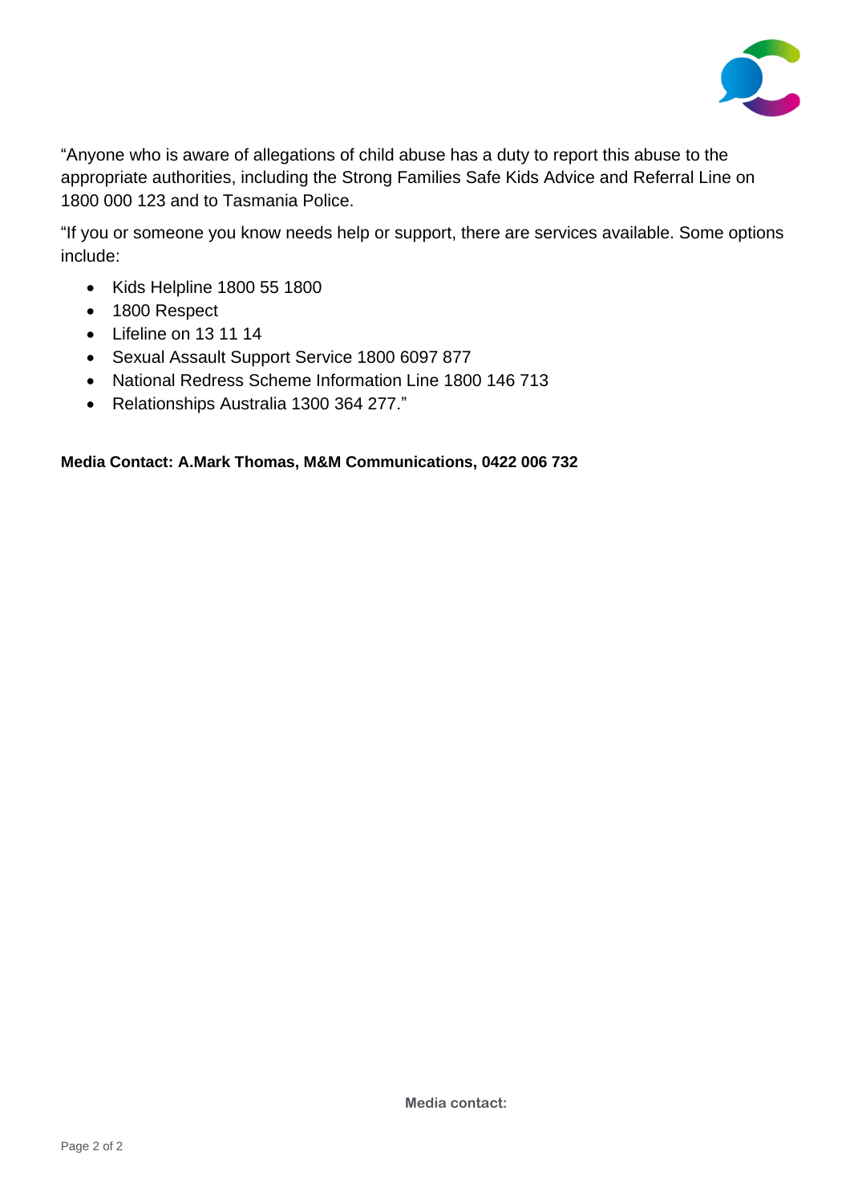“Anyone who is aware of allegations of child abuse has a duty to report this abuse to the appropriate authorities, including the Strong Families Safe Kids Advice and Referral Line on 1800 000 123 and to Tasmania Police.

“If you or someone you know needs help or support, there are services available. Some options include:

- Kids Helpline 1800 55 1800
- 1800 Respect
- Lifeline on 13 11 14
- Sexual Assault Support Service 1800 6097 877
- National Redress Scheme Information Line 1800 146 713
- Relationships Australia 1300 364 277.”

**Media Contact: A.Mark Thomas, M&M Communications, 0422 006 732**

**Media contact:**